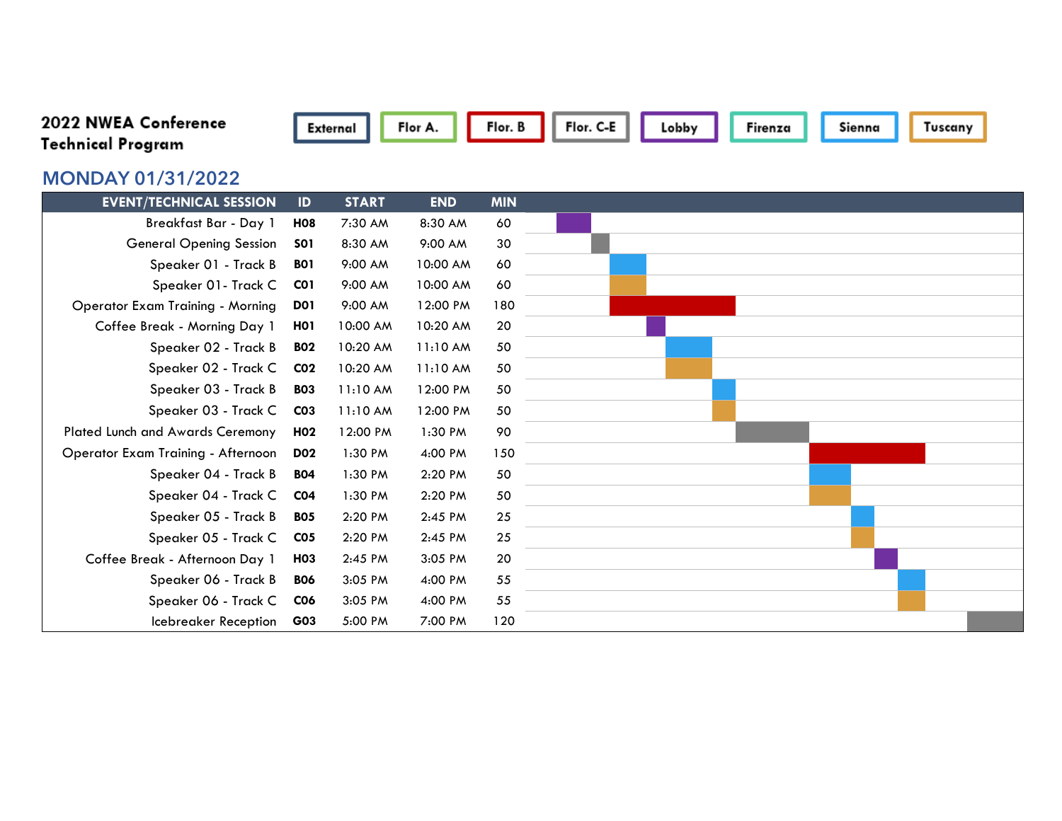**2022 NWEA Conference**
**Technical Program**

External | Flor A. | Flor. B | Flor. C-E | Lobby | Firenza | Sienna | Tuscany

## MONDAY 01/31/2022

| EVENT/TECHNICAL SESSION | ID | START | END | MIN |
|---|---|---|---|---|
| Breakfast Bar - Day 1 | **H08** | 7:30 AM | 8:30 AM | 60 |
| General Opening Session | **S01** | 8:30 AM | 9:00 AM | 30 |
| Speaker 01 - Track B | **B01** | 9:00 AM | 10:00 AM | 60 |
| Speaker 01- Track C | **C01** | 9:00 AM | 10:00 AM | 60 |
| Operator Exam Training - Morning | **D01** | 9:00 AM | 12:00 PM | 180 |
| Coffee Break - Morning Day 1 | **H01** | 10:00 AM | 10:20 AM | 20 |
| Speaker 02 - Track B | **B02** | 10:20 AM | 11:10 AM | 50 |
| Speaker 02 - Track C | **C02** | 10:20 AM | 11:10 AM | 50 |
| Speaker 03 - Track B | **B03** | 11:10 AM | 12:00 PM | 50 |
| Speaker 03 - Track C | **C03** | 11:10 AM | 12:00 PM | 50 |
| Plated Lunch and Awards Ceremony | **H02** | 12:00 PM | 1:30 PM | 90 |
| Operator Exam Training - Afternoon | **D02** | 1:30 PM | 4:00 PM | 150 |
| Speaker 04 - Track B | **B04** | 1:30 PM | 2:20 PM | 50 |
| Speaker 04 - Track C | **C04** | 1:30 PM | 2:20 PM | 50 |
| Speaker 05 - Track B | **B05** | 2:20 PM | 2:45 PM | 25 |
| Speaker 05 - Track C | **C05** | 2:20 PM | 2:45 PM | 25 |
| Coffee Break - Afternoon Day 1 | **H03** | 2:45 PM | 3:05 PM | 20 |
| Speaker 06 - Track B | **B06** | 3:05 PM | 4:00 PM | 55 |
| Speaker 06 - Track C | **C06** | 3:05 PM | 4:00 PM | 55 |
| Icebreaker Reception | **G03** | 5:00 PM | 7:00 PM | 120 |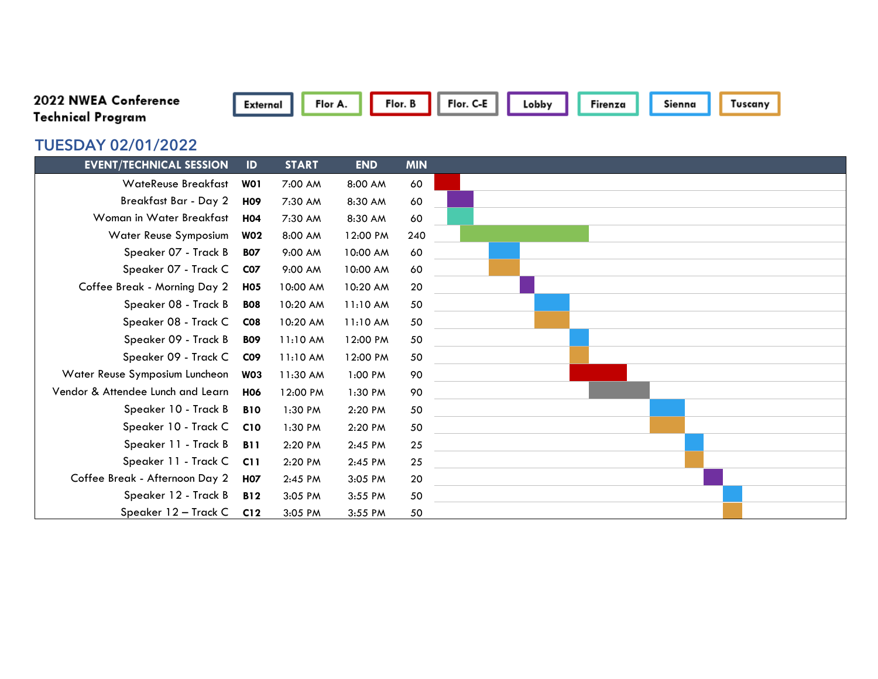**2022 NWEA Conference Technical Program**

External | Flor A. | Flor. B | Flor. C-E | Lobby | Firenza | Sienna | Tuscany

## TUESDAY 02/01/2022

| EVENT/TECHNICAL SESSION | ID | START | END | MIN |
|---|---|---|---|---|
| WateReuse Breakfast | W01 | 7:00 AM | 8:00 AM | 60 |
| Breakfast Bar - Day 2 | H09 | 7:30 AM | 8:30 AM | 60 |
| Woman in Water Breakfast | H04 | 7:30 AM | 8:30 AM | 60 |
| Water Reuse Symposium | W02 | 8:00 AM | 12:00 PM | 240 |
| Speaker 07 - Track B | B07 | 9:00 AM | 10:00 AM | 60 |
| Speaker 07 - Track C | C07 | 9:00 AM | 10:00 AM | 60 |
| Coffee Break - Morning Day 2 | H05 | 10:00 AM | 10:20 AM | 20 |
| Speaker 08 - Track B | B08 | 10:20 AM | 11:10 AM | 50 |
| Speaker 08 - Track C | C08 | 10:20 AM | 11:10 AM | 50 |
| Speaker 09 - Track B | B09 | 11:10 AM | 12:00 PM | 50 |
| Speaker 09 - Track C | C09 | 11:10 AM | 12:00 PM | 50 |
| Water Reuse Symposium Luncheon | W03 | 11:30 AM | 1:00 PM | 90 |
| Vendor & Attendee Lunch and Learn | H06 | 12:00 PM | 1:30 PM | 90 |
| Speaker 10 - Track B | B10 | 1:30 PM | 2:20 PM | 50 |
| Speaker 10 - Track C | C10 | 1:30 PM | 2:20 PM | 50 |
| Speaker 11 - Track B | B11 | 2:20 PM | 2:45 PM | 25 |
| Speaker 11 - Track C | C11 | 2:20 PM | 2:45 PM | 25 |
| Coffee Break - Afternoon Day 2 | H07 | 2:45 PM | 3:05 PM | 20 |
| Speaker 12 - Track B | B12 | 3:05 PM | 3:55 PM | 50 |
| Speaker 12 – Track C | C12 | 3:05 PM | 3:55 PM | 50 |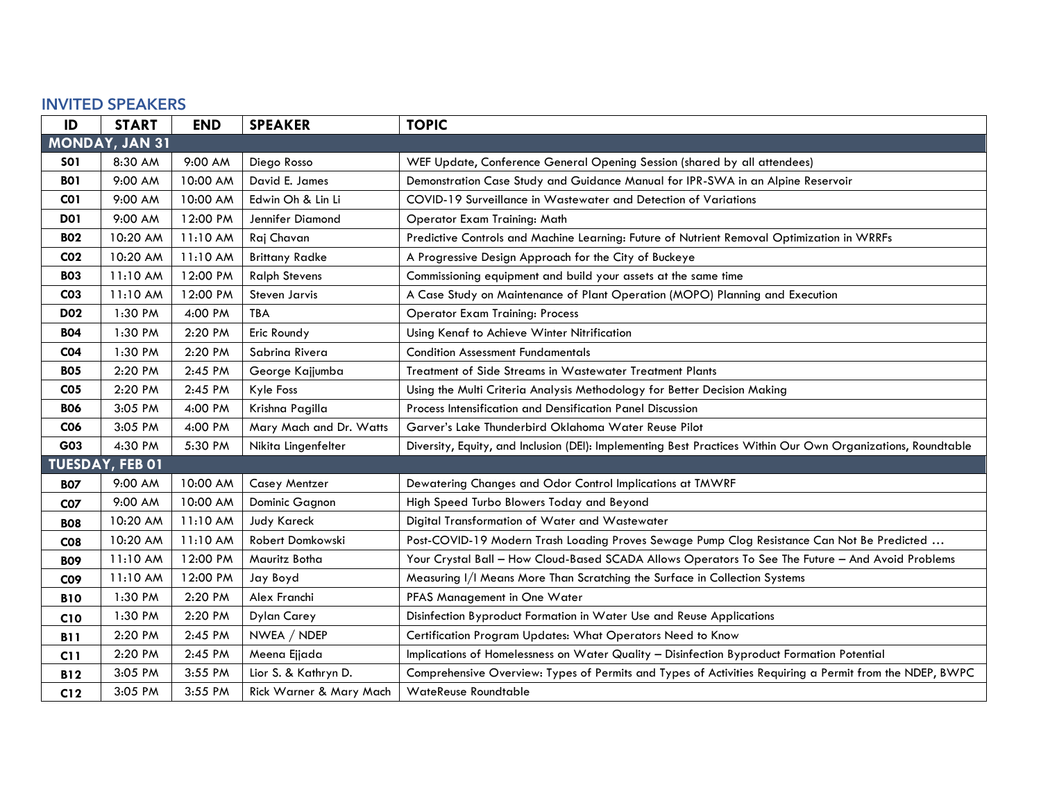## INVITED SPEAKERS

| ID | START | END | SPEAKER | TOPIC |
|---|---|---|---|---|
| **MONDAY, JAN 31** | | | | |
| **S01** | 8:30 AM | 9:00 AM | Diego Rosso | WEF Update, Conference General Opening Session (shared by all attendees) |
| **B01** | 9:00 AM | 10:00 AM | David E. James | Demonstration Case Study and Guidance Manual for IPR-SWA in an Alpine Reservoir |
| **C01** | 9:00 AM | 10:00 AM | Edwin Oh & Lin Li | COVID-19 Surveillance in Wastewater and Detection of Variations |
| **D01** | 9:00 AM | 12:00 PM | Jennifer Diamond | Operator Exam Training: Math |
| **B02** | 10:20 AM | 11:10 AM | Raj Chavan | Predictive Controls and Machine Learning: Future of Nutrient Removal Optimization in WRRFs |
| **C02** | 10:20 AM | 11:10 AM | Brittany Radke | A Progressive Design Approach for the City of Buckeye |
| **B03** | 11:10 AM | 12:00 PM | Ralph Stevens | Commissioning equipment and build your assets at the same time |
| **C03** | 11:10 AM | 12:00 PM | Steven Jarvis | A Case Study on Maintenance of Plant Operation (MOPO) Planning and Execution |
| **D02** | 1:30 PM | 4:00 PM | TBA | Operator Exam Training: Process |
| **B04** | 1:30 PM | 2:20 PM | Eric Roundy | Using Kenaf to Achieve Winter Nitrification |
| **C04** | 1:30 PM | 2:20 PM | Sabrina Rivera | Condition Assessment Fundamentals |
| **B05** | 2:20 PM | 2:45 PM | George Kajjumba | Treatment of Side Streams in Wastewater Treatment Plants |
| **C05** | 2:20 PM | 2:45 PM | Kyle Foss | Using the Multi Criteria Analysis Methodology for Better Decision Making |
| **B06** | 3:05 PM | 4:00 PM | Krishna Pagilla | Process Intensification and Densification Panel Discussion |
| **C06** | 3:05 PM | 4:00 PM | Mary Mach and Dr. Watts | Garver's Lake Thunderbird Oklahoma Water Reuse Pilot |
| **G03** | 4:30 PM | 5:30 PM | Nikita Lingenfelter | Diversity, Equity, and Inclusion (DEI): Implementing Best Practices Within Our Own Organizations, Roundtable |
| **TUESDAY, FEB 01** | | | | |
| **B07** | 9:00 AM | 10:00 AM | Casey Mentzer | Dewatering Changes and Odor Control Implications at TMWRF |
| **C07** | 9:00 AM | 10:00 AM | Dominic Gagnon | High Speed Turbo Blowers Today and Beyond |
| **B08** | 10:20 AM | 11:10 AM | Judy Kareck | Digital Transformation of Water and Wastewater |
| **C08** | 10:20 AM | 11:10 AM | Robert Domkowski | Post-COVID-19 Modern Trash Loading Proves Sewage Pump Clog Resistance Can Not Be Predicted … |
| **B09** | 11:10 AM | 12:00 PM | Mauritz Botha | Your Crystal Ball – How Cloud-Based SCADA Allows Operators To See The Future – And Avoid Problems |
| **C09** | 11:10 AM | 12:00 PM | Jay Boyd | Measuring I/I Means More Than Scratching the Surface in Collection Systems |
| **B10** | 1:30 PM | 2:20 PM | Alex Franchi | PFAS Management in One Water |
| **C10** | 1:30 PM | 2:20 PM | Dylan Carey | Disinfection Byproduct Formation in Water Use and Reuse Applications |
| **B11** | 2:20 PM | 2:45 PM | NWEA / NDEP | Certification Program Updates: What Operators Need to Know |
| **C11** | 2:20 PM | 2:45 PM | Meena Ejjada | Implications of Homelessness on Water Quality – Disinfection Byproduct Formation Potential |
| **B12** | 3:05 PM | 3:55 PM | Lior S. & Kathryn D. | Comprehensive Overview: Types of Permits and Types of Activities Requiring a Permit from the NDEP, BWPC |
| **C12** | 3:05 PM | 3:55 PM | Rick Warner & Mary Mach | WateReuse Roundtable |